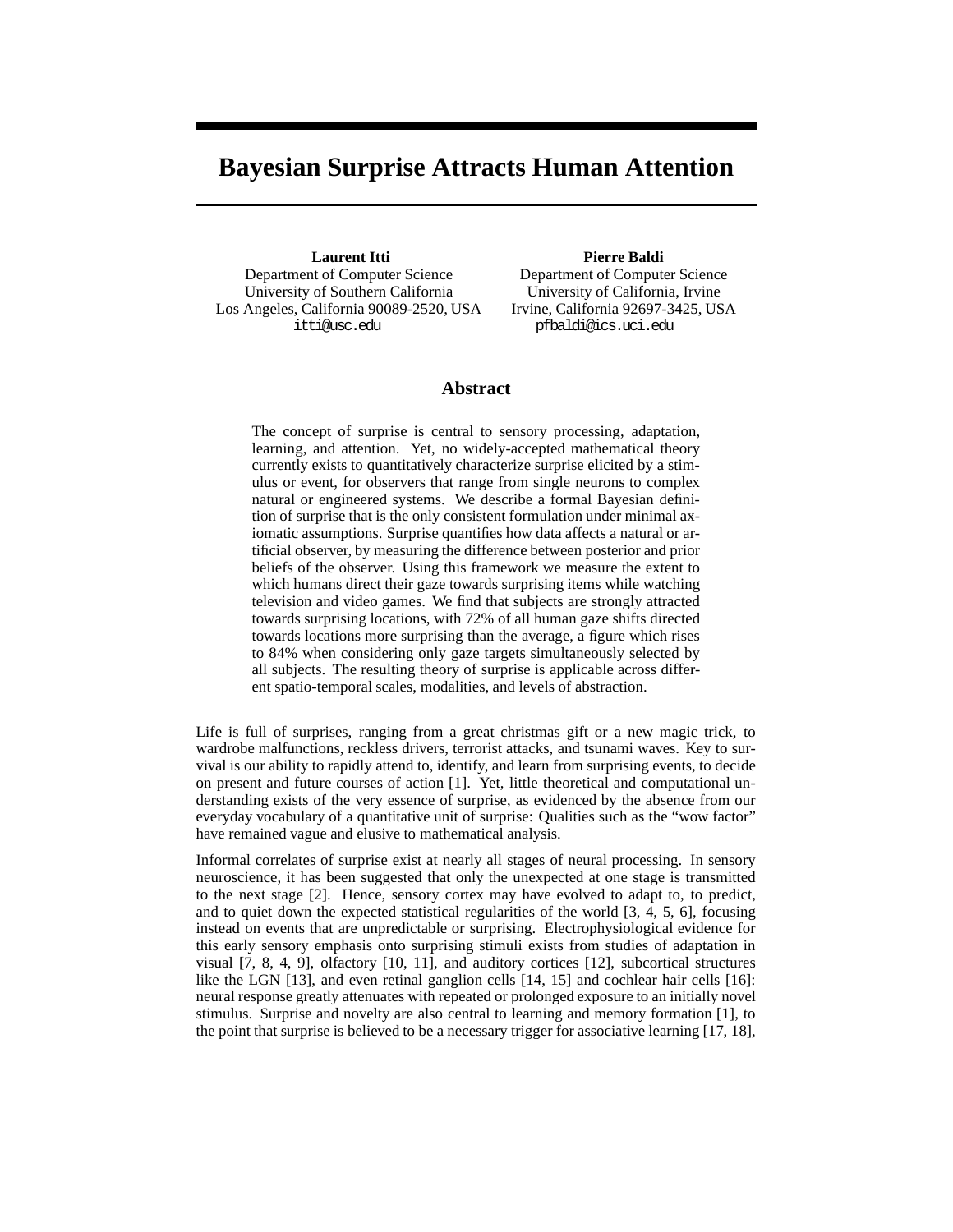# Bayesian Surprise Attracts Human Attention

**Laurent Itti**
Department of Computer Science
University of Southern California
Los Angeles, California 90089-2520, USA
itti@usc.edu

**Pierre Baldi**
Department of Computer Science
University of California, Irvine
Irvine, California 92697-3425, USA
pfbaldi@ics.uci.edu

## Abstract

The concept of surprise is central to sensory processing, adaptation, learning, and attention. Yet, no widely-accepted mathematical theory currently exists to quantitatively characterize surprise elicited by a stimulus or event, for observers that range from single neurons to complex natural or engineered systems. We describe a formal Bayesian definition of surprise that is the only consistent formulation under minimal axiomatic assumptions. Surprise quantifies how data affects a natural or artificial observer, by measuring the difference between posterior and prior beliefs of the observer. Using this framework we measure the extent to which humans direct their gaze towards surprising items while watching television and video games. We find that subjects are strongly attracted towards surprising locations, with 72% of all human gaze shifts directed towards locations more surprising than the average, a figure which rises to 84% when considering only gaze targets simultaneously selected by all subjects. The resulting theory of surprise is applicable across different spatio-temporal scales, modalities, and levels of abstraction.

Life is full of surprises, ranging from a great christmas gift or a new magic trick, to wardrobe malfunctions, reckless drivers, terrorist attacks, and tsunami waves. Key to survival is our ability to rapidly attend to, identify, and learn from surprising events, to decide on present and future courses of action [1]. Yet, little theoretical and computational understanding exists of the very essence of surprise, as evidenced by the absence from our everyday vocabulary of a quantitative unit of surprise: Qualities such as the "wow factor" have remained vague and elusive to mathematical analysis.

Informal correlates of surprise exist at nearly all stages of neural processing. In sensory neuroscience, it has been suggested that only the unexpected at one stage is transmitted to the next stage [2]. Hence, sensory cortex may have evolved to adapt to, to predict, and to quiet down the expected statistical regularities of the world [3, 4, 5, 6], focusing instead on events that are unpredictable or surprising. Electrophysiological evidence for this early sensory emphasis onto surprising stimuli exists from studies of adaptation in visual [7, 8, 4, 9], olfactory [10, 11], and auditory cortices [12], subcortical structures like the LGN [13], and even retinal ganglion cells [14, 15] and cochlear hair cells [16]: neural response greatly attenuates with repeated or prolonged exposure to an initially novel stimulus. Surprise and novelty are also central to learning and memory formation [1], to the point that surprise is believed to be a necessary trigger for associative learning [17, 18],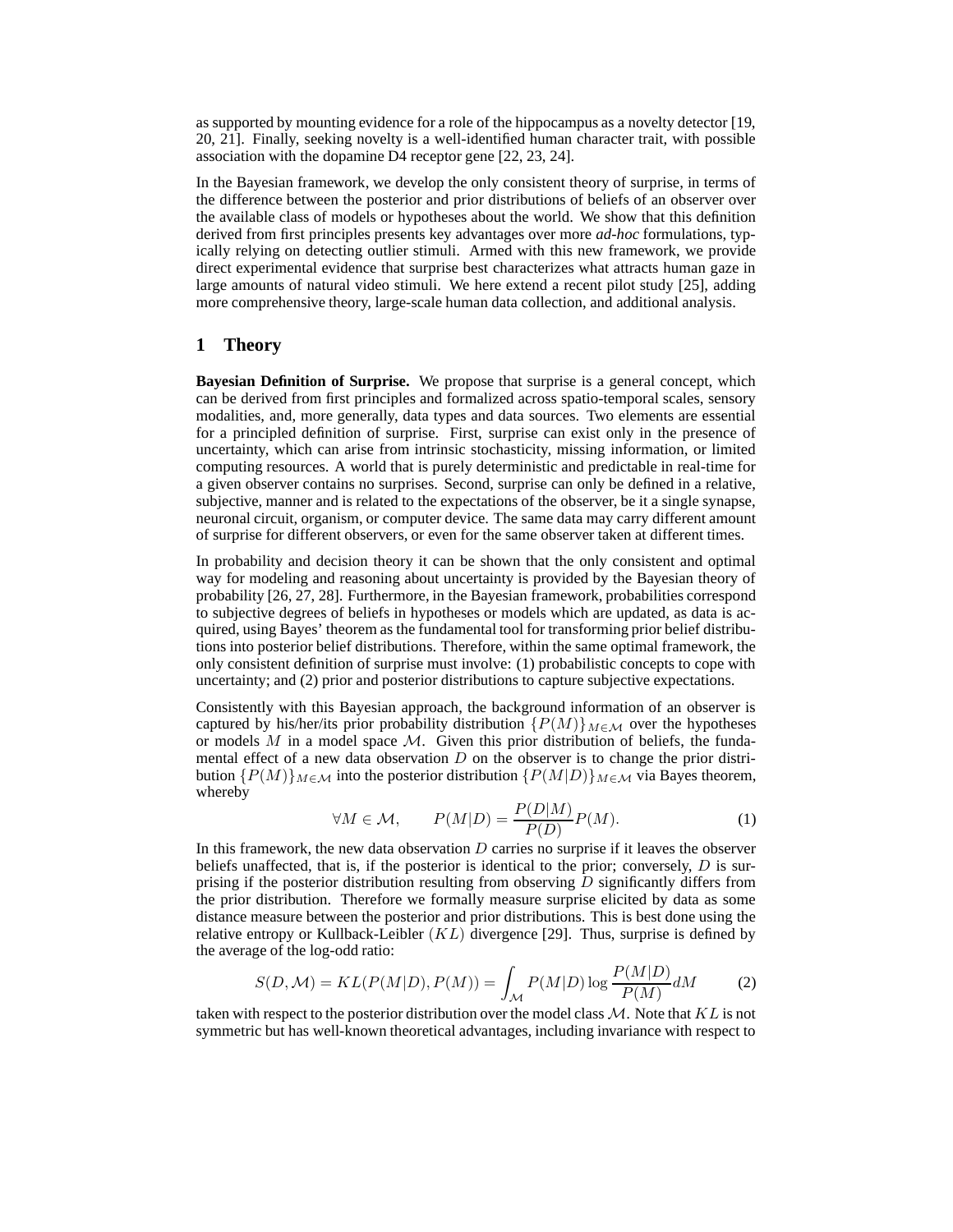as supported by mounting evidence for a role of the hippocampus as a novelty detector [19, 20, 21]. Finally, seeking novelty is a well-identified human character trait, with possible association with the dopamine D4 receptor gene [22, 23, 24].

In the Bayesian framework, we develop the only consistent theory of surprise, in terms of the difference between the posterior and prior distributions of beliefs of an observer over the available class of models or hypotheses about the world. We show that this definition derived from first principles presents key advantages over more *ad-hoc* formulations, typically relying on detecting outlier stimuli. Armed with this new framework, we provide direct experimental evidence that surprise best characterizes what attracts human gaze in large amounts of natural video stimuli. We here extend a recent pilot study [25], adding more comprehensive theory, large-scale human data collection, and additional analysis.

# 1 Theory

**Bayesian Definition of Surprise.** We propose that surprise is a general concept, which can be derived from first principles and formalized across spatio-temporal scales, sensory modalities, and, more generally, data types and data sources. Two elements are essential for a principled definition of surprise. First, surprise can exist only in the presence of uncertainty, which can arise from intrinsic stochasticity, missing information, or limited computing resources. A world that is purely deterministic and predictable in real-time for a given observer contains no surprises. Second, surprise can only be defined in a relative, subjective, manner and is related to the expectations of the observer, be it a single synapse, neuronal circuit, organism, or computer device. The same data may carry different amount of surprise for different observers, or even for the same observer taken at different times.

In probability and decision theory it can be shown that the only consistent and optimal way for modeling and reasoning about uncertainty is provided by the Bayesian theory of probability [26, 27, 28]. Furthermore, in the Bayesian framework, probabilities correspond to subjective degrees of beliefs in hypotheses or models which are updated, as data is acquired, using Bayes' theorem as the fundamental tool for transforming prior belief distributions into posterior belief distributions. Therefore, within the same optimal framework, the only consistent definition of surprise must involve: (1) probabilistic concepts to cope with uncertainty; and (2) prior and posterior distributions to capture subjective expectations.

Consistently with this Bayesian approach, the background information of an observer is captured by his/her/its prior probability distribution $\{P(M)\}_{M \in \mathcal{M}}$ over the hypotheses or models $M$ in a model space $\mathcal{M}$. Given this prior distribution of beliefs, the fundamental effect of a new data observation $D$ on the observer is to change the prior distribution $\{P(M)\}_{M \in \mathcal{M}}$ into the posterior distribution $\{P(M|D)\}_{M \in \mathcal{M}}$ via Bayes theorem, whereby

$$\forall M \in \mathcal{M}, \qquad P(M|D) = \frac{P(D|M)}{P(D)} P(M). \tag{1}$$

In this framework, the new data observation $D$ carries no surprise if it leaves the observer beliefs unaffected, that is, if the posterior is identical to the prior; conversely, $D$ is surprising if the posterior distribution resulting from observing $D$ significantly differs from the prior distribution. Therefore we formally measure surprise elicited by data as some distance measure between the posterior and prior distributions. This is best done using the relative entropy or Kullback-Leibler ($KL$) divergence [29]. Thus, surprise is defined by the average of the log-odd ratio:

$$S(D, \mathcal{M}) = KL(P(M|D), P(M)) = \int_{\mathcal{M}} P(M|D) \log \frac{P(M|D)}{P(M)} dM \tag{2}$$

taken with respect to the posterior distribution over the model class $\mathcal{M}$. Note that $KL$ is not symmetric but has well-known theoretical advantages, including invariance with respect to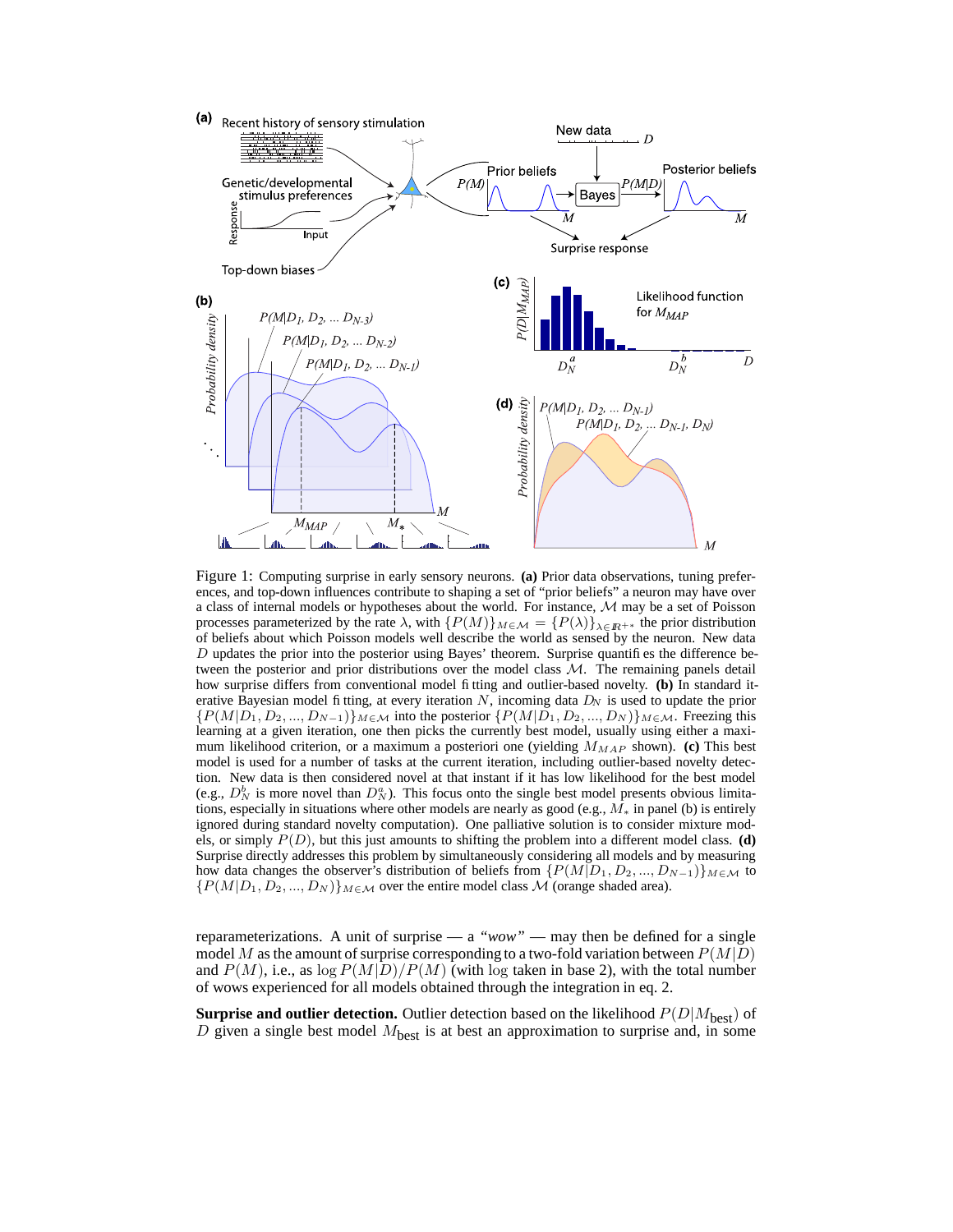Figure 1: Computing surprise in early sensory neurons. **(a)** Prior data observations, tuning preferences, and top-down influences contribute to shaping a set of "prior beliefs" a neuron may have over a class of internal models or hypotheses about the world. For instance, $\mathcal{M}$ may be a set of Poisson processes parameterized by the rate $\lambda$, with $\{P(M)\}_{M\in\mathcal{M}} = \{P(\lambda)\}_{\lambda\in\mathbb{R}^{+*}}$ the prior distribution of beliefs about which Poisson models well describe the world as sensed by the neuron. New data $D$ updates the prior into the posterior using Bayes' theorem. Surprise quantifies the difference between the posterior and prior distributions over the model class $\mathcal{M}$. The remaining panels detail how surprise differs from conventional model fitting and outlier-based novelty. **(b)** In standard iterative Bayesian model fitting, at every iteration $N$, incoming data $D_N$ is used to update the prior $\{P(M|D_1, D_2, ..., D_{N-1})\}_{M\in\mathcal{M}}$ into the posterior $\{P(M|D_1, D_2, ..., D_N)\}_{M\in\mathcal{M}}$. Freezing this learning at a given iteration, one then picks the currently best model, usually using either a maximum likelihood criterion, or a maximum a posteriori one (yielding $M_{MAP}$ shown). **(c)** This best model is used for a number of tasks at the current iteration, including outlier-based novelty detection. New data is then considered novel at that instant if it has low likelihood for the best model (e.g., $D_N^b$ is more novel than $D_N^a$). This focus onto the single best model presents obvious limitations, especially in situations where other models are nearly as good (e.g., $M_*$ in panel (b) is entirely ignored during standard novelty computation). One palliative solution is to consider mixture models, or simply $P(D)$, but this just amounts to shifting the problem into a different model class. **(d)** Surprise directly addresses this problem by simultaneously considering all models and by measuring how data changes the observer's distribution of beliefs from $\{P(M|D_1, D_2, ..., D_{N-1})\}_{M\in\mathcal{M}}$ to $\{P(M|D_1, D_2, ..., D_N)\}_{M\in\mathcal{M}}$ over the entire model class $\mathcal{M}$ (orange shaded area).

reparameterizations. A unit of surprise — a *"wow"* — may then be defined for a single model $M$ as the amount of surprise corresponding to a two-fold variation between $P(M|D)$ and $P(M)$, i.e., as $\log P(M|D)/P(M)$ (with $\log$ taken in base 2), with the total number of wows experienced for all models obtained through the integration in eq. 2.

**Surprise and outlier detection.** Outlier detection based on the likelihood $P(D|M_{\text{best}})$ of $D$ given a single best model $M_{\text{best}}$ is at best an approximation to surprise and, in some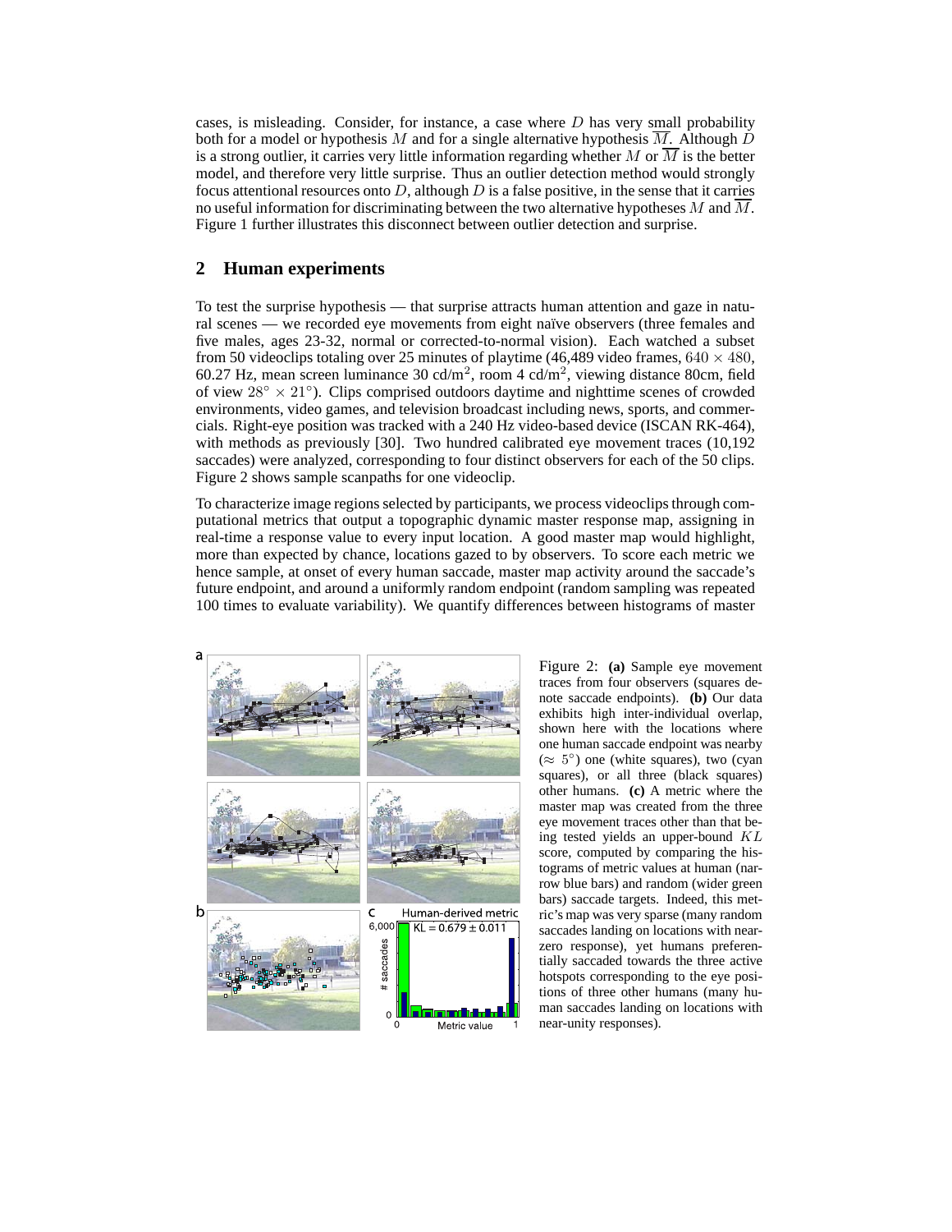cases, is misleading. Consider, for instance, a case where $D$ has very small probability both for a model or hypothesis $M$ and for a single alternative hypothesis $\overline{M}$. Although $D$ is a strong outlier, it carries very little information regarding whether $M$ or $\overline{M}$ is the better model, and therefore very little surprise. Thus an outlier detection method would strongly focus attentional resources onto $D$, although $D$ is a false positive, in the sense that it carries no useful information for discriminating between the two alternative hypotheses $M$ and $\overline{M}$. Figure 1 further illustrates this disconnect between outlier detection and surprise.

## 2 Human experiments

To test the surprise hypothesis — that surprise attracts human attention and gaze in natural scenes — we recorded eye movements from eight naïve observers (three females and five males, ages 23-32, normal or corrected-to-normal vision). Each watched a subset from 50 videoclips totaling over 25 minutes of playtime (46,489 video frames, $640 \times 480$, 60.27 Hz, mean screen luminance 30 cd/m$^2$, room 4 cd/m$^2$, viewing distance 80cm, field of view $28^\circ \times 21^\circ$). Clips comprised outdoors daytime and nighttime scenes of crowded environments, video games, and television broadcast including news, sports, and commercials. Right-eye position was tracked with a 240 Hz video-based device (ISCAN RK-464), with methods as previously [30]. Two hundred calibrated eye movement traces (10,192 saccades) were analyzed, corresponding to four distinct observers for each of the 50 clips. Figure 2 shows sample scanpaths for one videoclip.

To characterize image regions selected by participants, we process videoclips through computational metrics that output a topographic dynamic master response map, assigning in real-time a response value to every input location. A good master map would highlight, more than expected by chance, locations gazed to by observers. To score each metric we hence sample, at onset of every human saccade, master map activity around the saccade's future endpoint, and around a uniformly random endpoint (random sampling was repeated 100 times to evaluate variability). We quantify differences between histograms of master

Figure 2: **(a)** Sample eye movement traces from four observers (squares denote saccade endpoints). **(b)** Our data exhibits high inter-individual overlap, shown here with the locations where one human saccade endpoint was nearby ($\approx 5^\circ$) one (white squares), two (cyan squares), or all three (black squares) other humans. **(c)** A metric where the master map was created from the three eye movement traces other than that being tested yields an upper-bound $KL$ score, computed by comparing the histograms of metric values at human (narrow blue bars) and random (wider green bars) saccade targets. Indeed, this metric's map was very sparse (many random saccades landing on locations with near-zero response), yet humans preferentially saccaded towards the three active hotspots corresponding to the eye positions of three other humans (many human saccades landing on locations with near-unity responses).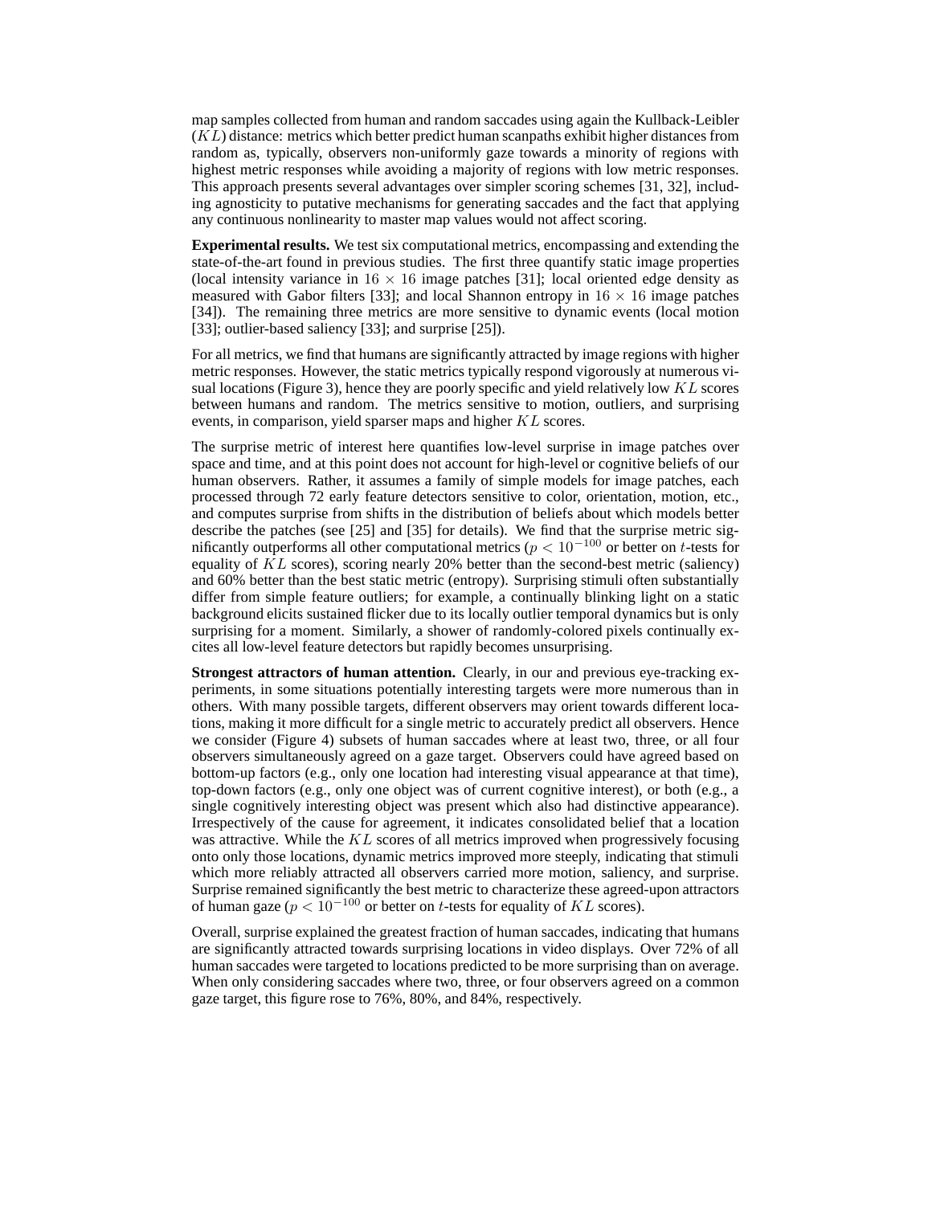map samples collected from human and random saccades using again the Kullback-Leibler ($KL$) distance: metrics which better predict human scanpaths exhibit higher distances from random as, typically, observers non-uniformly gaze towards a minority of regions with highest metric responses while avoiding a majority of regions with low metric responses. This approach presents several advantages over simpler scoring schemes [31, 32], including agnosticity to putative mechanisms for generating saccades and the fact that applying any continuous nonlinearity to master map values would not affect scoring.

**Experimental results.** We test six computational metrics, encompassing and extending the state-of-the-art found in previous studies. The first three quantify static image properties (local intensity variance in $16 \times 16$ image patches [31]; local oriented edge density as measured with Gabor filters [33]; and local Shannon entropy in $16 \times 16$ image patches [34]). The remaining three metrics are more sensitive to dynamic events (local motion [33]; outlier-based saliency [33]; and surprise [25]).

For all metrics, we find that humans are significantly attracted by image regions with higher metric responses. However, the static metrics typically respond vigorously at numerous visual locations (Figure 3), hence they are poorly specific and yield relatively low $KL$ scores between humans and random. The metrics sensitive to motion, outliers, and surprising events, in comparison, yield sparser maps and higher $KL$ scores.

The surprise metric of interest here quantifies low-level surprise in image patches over space and time, and at this point does not account for high-level or cognitive beliefs of our human observers. Rather, it assumes a family of simple models for image patches, each processed through 72 early feature detectors sensitive to color, orientation, motion, etc., and computes surprise from shifts in the distribution of beliefs about which models better describe the patches (see [25] and [35] for details). We find that the surprise metric significantly outperforms all other computational metrics ($p < 10^{-100}$ or better on $t$-tests for equality of $KL$ scores), scoring nearly 20% better than the second-best metric (saliency) and 60% better than the best static metric (entropy). Surprising stimuli often substantially differ from simple feature outliers; for example, a continually blinking light on a static background elicits sustained flicker due to its locally outlier temporal dynamics but is only surprising for a moment. Similarly, a shower of randomly-colored pixels continually excites all low-level feature detectors but rapidly becomes unsurprising.

**Strongest attractors of human attention.** Clearly, in our and previous eye-tracking experiments, in some situations potentially interesting targets were more numerous than in others. With many possible targets, different observers may orient towards different locations, making it more difficult for a single metric to accurately predict all observers. Hence we consider (Figure 4) subsets of human saccades where at least two, three, or all four observers simultaneously agreed on a gaze target. Observers could have agreed based on bottom-up factors (e.g., only one location had interesting visual appearance at that time), top-down factors (e.g., only one object was of current cognitive interest), or both (e.g., a single cognitively interesting object was present which also had distinctive appearance). Irrespectively of the cause for agreement, it indicates consolidated belief that a location was attractive. While the $KL$ scores of all metrics improved when progressively focusing onto only those locations, dynamic metrics improved more steeply, indicating that stimuli which more reliably attracted all observers carried more motion, saliency, and surprise. Surprise remained significantly the best metric to characterize these agreed-upon attractors of human gaze ($p < 10^{-100}$ or better on $t$-tests for equality of $KL$ scores).

Overall, surprise explained the greatest fraction of human saccades, indicating that humans are significantly attracted towards surprising locations in video displays. Over 72% of all human saccades were targeted to locations predicted to be more surprising than on average. When only considering saccades where two, three, or four observers agreed on a common gaze target, this figure rose to 76%, 80%, and 84%, respectively.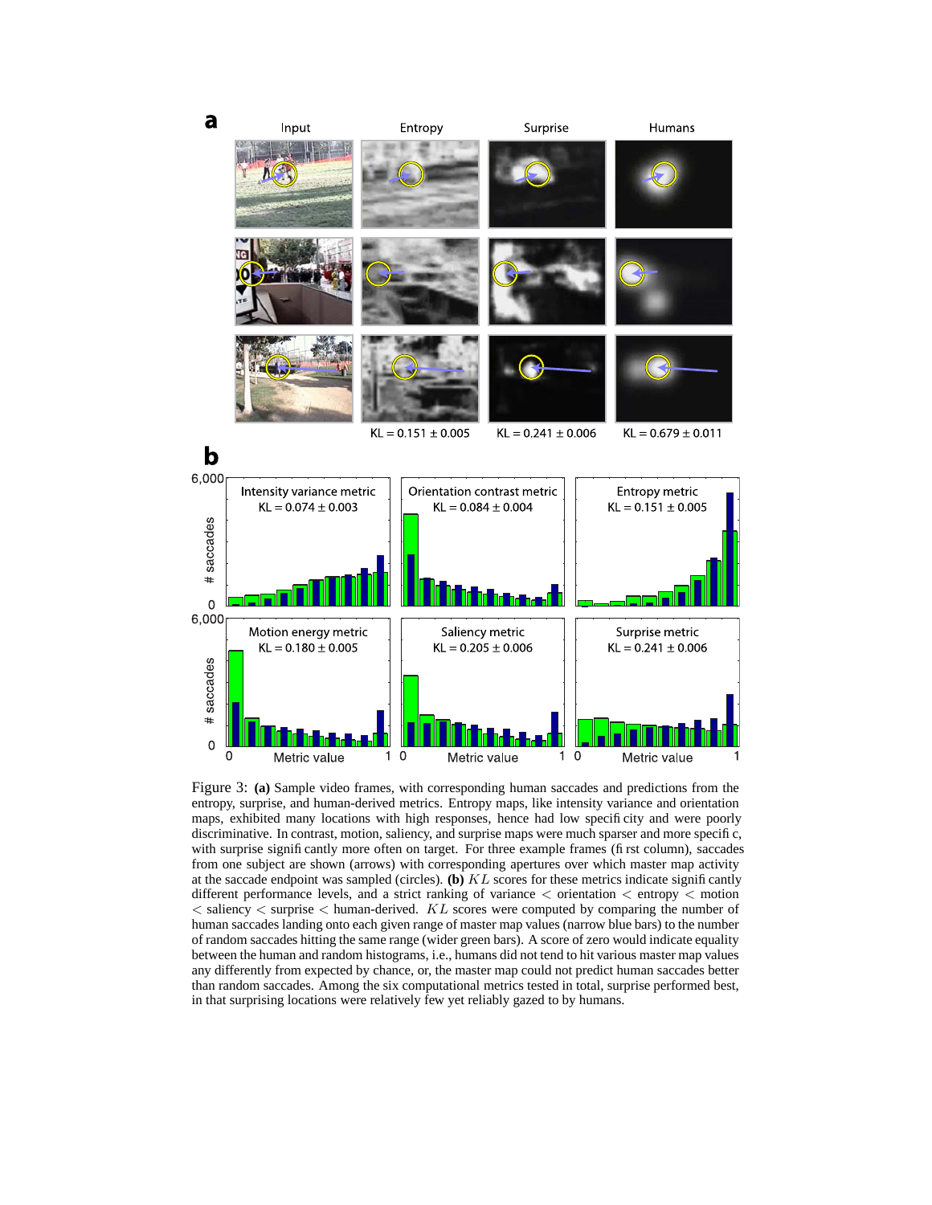Figure 3: **(a)** Sample video frames, with corresponding human saccades and predictions from the entropy, surprise, and human-derived metrics. Entropy maps, like intensity variance and orientation maps, exhibited many locations with high responses, hence had low specificity and were poorly discriminative. In contrast, motion, saliency, and surprise maps were much sparser and more specific, with surprise significantly more often on target. For three example frames (first column), saccades from one subject are shown (arrows) with corresponding apertures over which master map activity at the saccade endpoint was sampled (circles). **(b)** $KL$ scores for these metrics indicate significantly different performance levels, and a strict ranking of variance $<$ orientation $<$ entropy $<$ motion $<$ saliency $<$ surprise $<$ human-derived. $KL$ scores were computed by comparing the number of human saccades landing onto each given range of master map values (narrow blue bars) to the number of random saccades hitting the same range (wider green bars). A score of zero would indicate equality between the human and random histograms, i.e., humans did not tend to hit various master map values any differently from expected by chance, or, the master map could not predict human saccades better than random saccades. Among the six computational metrics tested in total, surprise performed best, in that surprising locations were relatively few yet reliably gazed to by humans.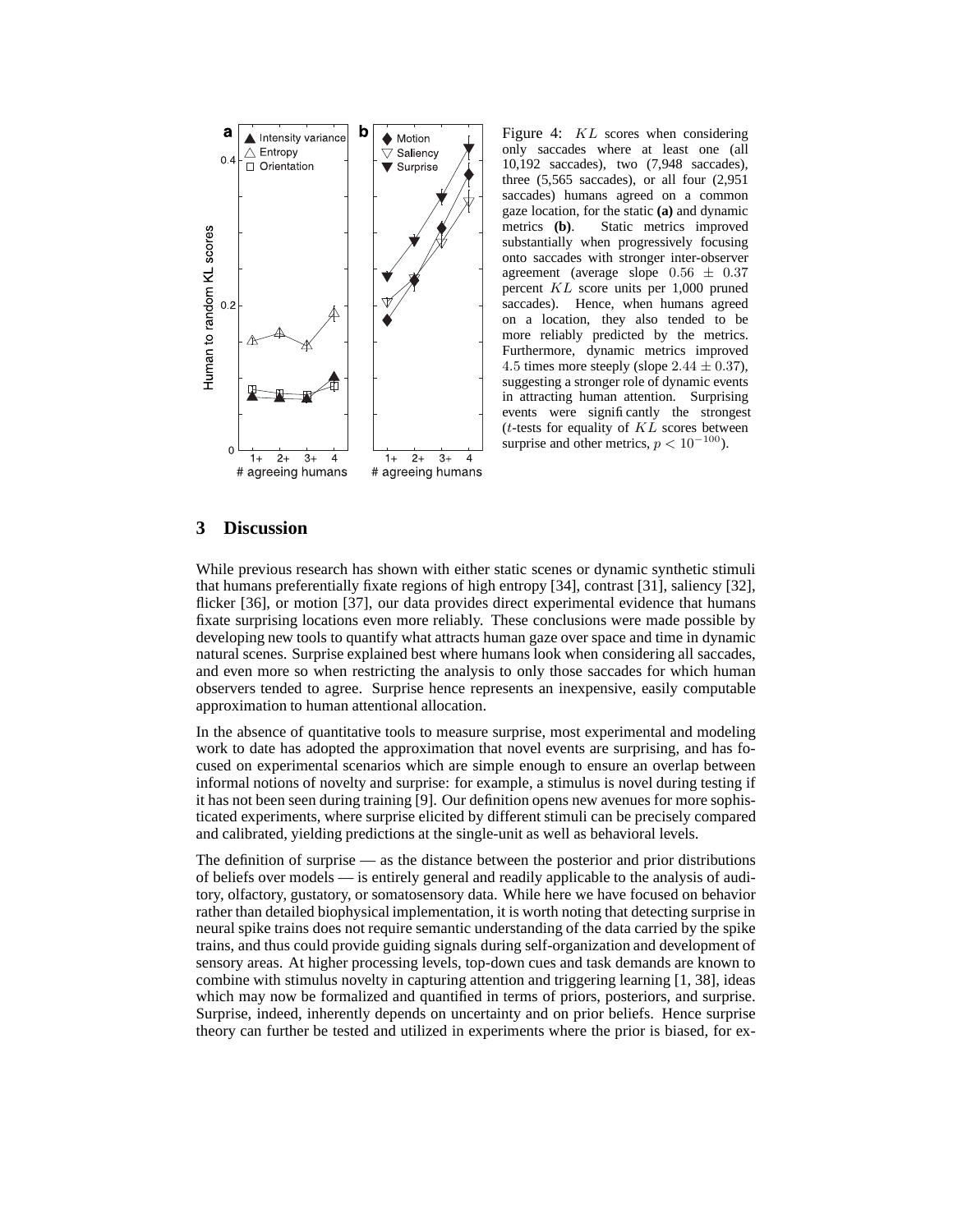Figure 4: $KL$ scores when considering only saccades where at least one (all 10,192 saccades), two (7,948 saccades), three (5,565 saccades), or all four (2,951 saccades) humans agreed on a common gaze location, for the static **(a)** and dynamic metrics **(b)**. Static metrics improved substantially when progressively focusing onto saccades with stronger inter-observer agreement (average slope $0.56 \pm 0.37$ percent $KL$ score units per 1,000 pruned saccades). Hence, when humans agreed on a location, they also tended to be more reliably predicted by the metrics. Furthermore, dynamic metrics improved $4.5$ times more steeply (slope $2.44 \pm 0.37$), suggesting a stronger role of dynamic events in attracting human attention. Surprising events were significantly the strongest ($t$-tests for equality of $KL$ scores between surprise and other metrics, $p < 10^{-100}$).

## 3 Discussion

While previous research has shown with either static scenes or dynamic synthetic stimuli that humans preferentially fixate regions of high entropy [34], contrast [31], saliency [32], flicker [36], or motion [37], our data provides direct experimental evidence that humans fixate surprising locations even more reliably. These conclusions were made possible by developing new tools to quantify what attracts human gaze over space and time in dynamic natural scenes. Surprise explained best where humans look when considering all saccades, and even more so when restricting the analysis to only those saccades for which human observers tended to agree. Surprise hence represents an inexpensive, easily computable approximation to human attentional allocation.

In the absence of quantitative tools to measure surprise, most experimental and modeling work to date has adopted the approximation that novel events are surprising, and has focused on experimental scenarios which are simple enough to ensure an overlap between informal notions of novelty and surprise: for example, a stimulus is novel during testing if it has not been seen during training [9]. Our definition opens new avenues for more sophisticated experiments, where surprise elicited by different stimuli can be precisely compared and calibrated, yielding predictions at the single-unit as well as behavioral levels.

The definition of surprise — as the distance between the posterior and prior distributions of beliefs over models — is entirely general and readily applicable to the analysis of auditory, olfactory, gustatory, or somatosensory data. While here we have focused on behavior rather than detailed biophysical implementation, it is worth noting that detecting surprise in neural spike trains does not require semantic understanding of the data carried by the spike trains, and thus could provide guiding signals during self-organization and development of sensory areas. At higher processing levels, top-down cues and task demands are known to combine with stimulus novelty in capturing attention and triggering learning [1, 38], ideas which may now be formalized and quantified in terms of priors, posteriors, and surprise. Surprise, indeed, inherently depends on uncertainty and on prior beliefs. Hence surprise theory can further be tested and utilized in experiments where the prior is biased, for ex-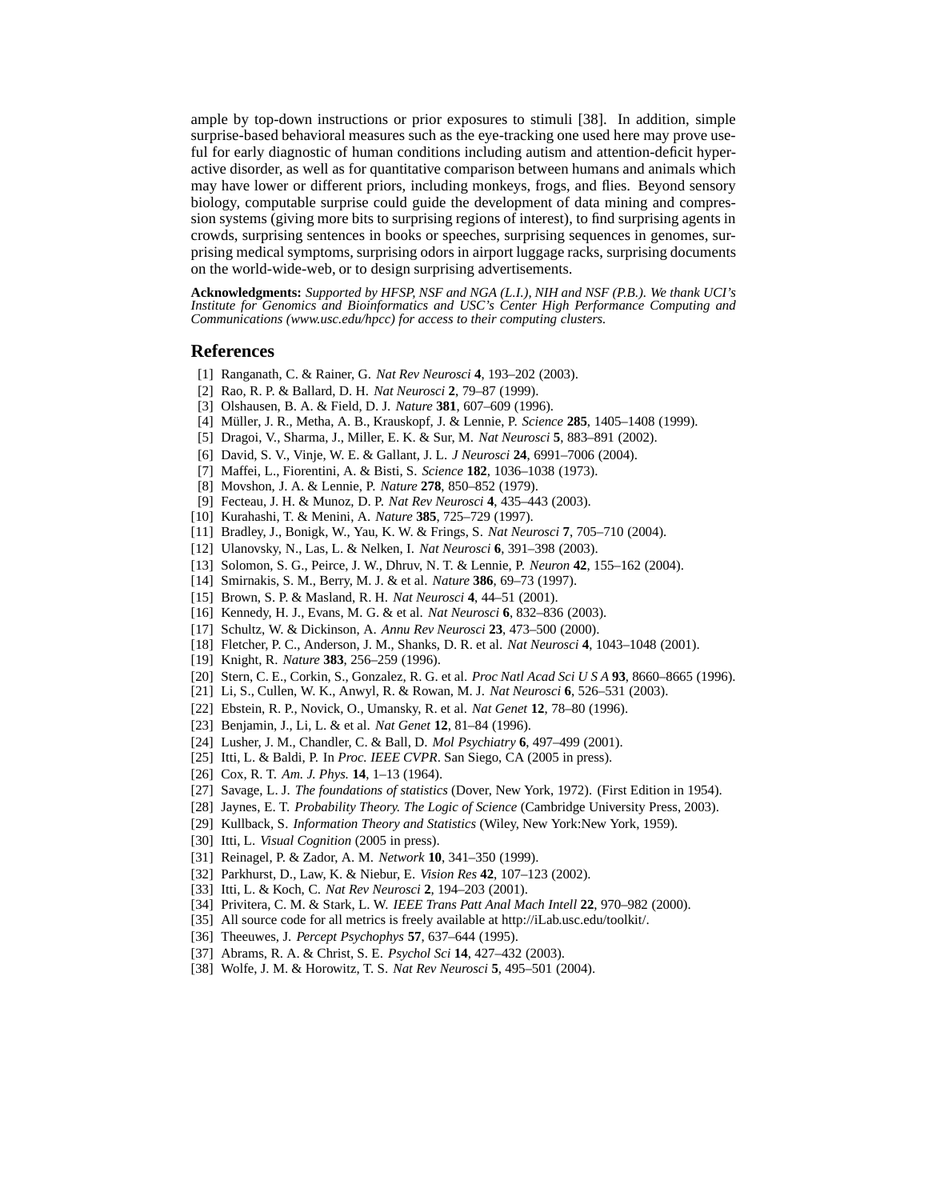ample by top-down instructions or prior exposures to stimuli [38]. In addition, simple surprise-based behavioral measures such as the eye-tracking one used here may prove useful for early diagnostic of human conditions including autism and attention-deficit hyperactive disorder, as well as for quantitative comparison between humans and animals which may have lower or different priors, including monkeys, frogs, and flies. Beyond sensory biology, computable surprise could guide the development of data mining and compression systems (giving more bits to surprising regions of interest), to find surprising agents in crowds, surprising sentences in books or speeches, surprising sequences in genomes, surprising medical symptoms, surprising odors in airport luggage racks, surprising documents on the world-wide-web, or to design surprising advertisements.

**Acknowledgments:** *Supported by HFSP, NSF and NGA (L.I.), NIH and NSF (P.B.). We thank UCI's Institute for Genomics and Bioinformatics and USC's Center High Performance Computing and Communications (www.usc.edu/hpcc) for access to their computing clusters.*

## References

[1] Ranganath, C. & Rainer, G. *Nat Rev Neurosci* **4**, 193–202 (2003).

[2] Rao, R. P. & Ballard, D. H. *Nat Neurosci* **2**, 79–87 (1999).

[3] Olshausen, B. A. & Field, D. J. *Nature* **381**, 607–609 (1996).

[4] Müller, J. R., Metha, A. B., Krauskopf, J. & Lennie, P. *Science* **285**, 1405–1408 (1999).

[5] Dragoi, V., Sharma, J., Miller, E. K. & Sur, M. *Nat Neurosci* **5**, 883–891 (2002).

[6] David, S. V., Vinje, W. E. & Gallant, J. L. *J Neurosci* **24**, 6991–7006 (2004).

[7] Maffei, L., Fiorentini, A. & Bisti, S. *Science* **182**, 1036–1038 (1973).

[8] Movshon, J. A. & Lennie, P. *Nature* **278**, 850–852 (1979).

[9] Fecteau, J. H. & Munoz, D. P. *Nat Rev Neurosci* **4**, 435–443 (2003).

[10] Kurahashi, T. & Menini, A. *Nature* **385**, 725–729 (1997).

[11] Bradley, J., Bonigk, W., Yau, K. W. & Frings, S. *Nat Neurosci* **7**, 705–710 (2004).

[12] Ulanovsky, N., Las, L. & Nelken, I. *Nat Neurosci* **6**, 391–398 (2003).

[13] Solomon, S. G., Peirce, J. W., Dhruv, N. T. & Lennie, P. *Neuron* **42**, 155–162 (2004).

[14] Smirnakis, S. M., Berry, M. J. & et al. *Nature* **386**, 69–73 (1997).

[15] Brown, S. P. & Masland, R. H. *Nat Neurosci* **4**, 44–51 (2001).

[16] Kennedy, H. J., Evans, M. G. & et al. *Nat Neurosci* **6**, 832–836 (2003).

[17] Schultz, W. & Dickinson, A. *Annu Rev Neurosci* **23**, 473–500 (2000).

[18] Fletcher, P. C., Anderson, J. M., Shanks, D. R. et al. *Nat Neurosci* **4**, 1043–1048 (2001).

[19] Knight, R. *Nature* **383**, 256–259 (1996).

[20] Stern, C. E., Corkin, S., Gonzalez, R. G. et al. *Proc Natl Acad Sci U S A* **93**, 8660–8665 (1996).

[21] Li, S., Cullen, W. K., Anwyl, R. & Rowan, M. J. *Nat Neurosci* **6**, 526–531 (2003).

[22] Ebstein, R. P., Novick, O., Umansky, R. et al. *Nat Genet* **12**, 78–80 (1996).

[23] Benjamin, J., Li, L. & et al. *Nat Genet* **12**, 81–84 (1996).

[24] Lusher, J. M., Chandler, C. & Ball, D. *Mol Psychiatry* **6**, 497–499 (2001).

[25] Itti, L. & Baldi, P. In *Proc. IEEE CVPR*. San Siego, CA (2005 in press).

[26] Cox, R. T. *Am. J. Phys.* **14**, 1–13 (1964).

[27] Savage, L. J. *The foundations of statistics* (Dover, New York, 1972). (First Edition in 1954).

[28] Jaynes, E. T. *Probability Theory. The Logic of Science* (Cambridge University Press, 2003).

[29] Kullback, S. *Information Theory and Statistics* (Wiley, New York:New York, 1959).

[30] Itti, L. *Visual Cognition* (2005 in press).

[31] Reinagel, P. & Zador, A. M. *Network* **10**, 341–350 (1999).

[32] Parkhurst, D., Law, K. & Niebur, E. *Vision Res* **42**, 107–123 (2002).

[33] Itti, L. & Koch, C. *Nat Rev Neurosci* **2**, 194–203 (2001).

[34] Privitera, C. M. & Stark, L. W. *IEEE Trans Patt Anal Mach Intell* **22**, 970–982 (2000).

[35] All source code for all metrics is freely available at http://iLab.usc.edu/toolkit/.

[36] Theeuwes, J. *Percept Psychophys* **57**, 637–644 (1995).

[37] Abrams, R. A. & Christ, S. E. *Psychol Sci* **14**, 427–432 (2003).

[38] Wolfe, J. M. & Horowitz, T. S. *Nat Rev Neurosci* **5**, 495–501 (2004).